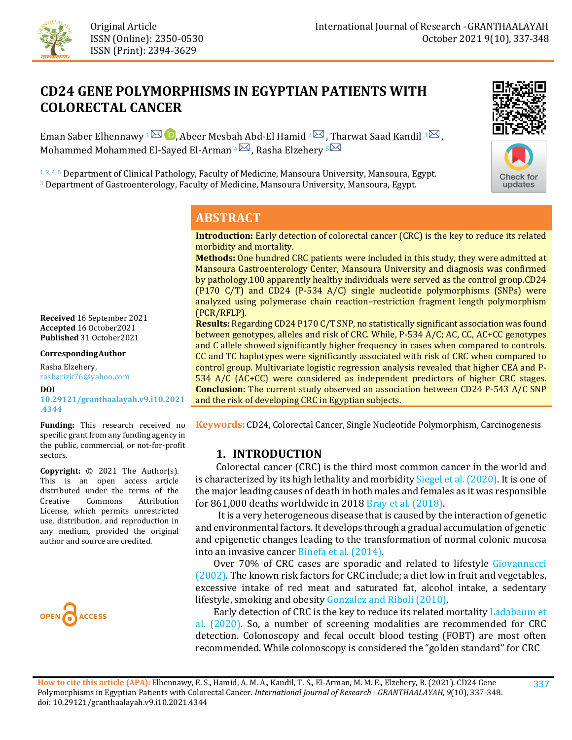Original Article
ISSN (Online): 2350-0530
ISSN (Print): 2394-3629

# CD24 GENE POLYMORPHISMS IN EGYPTIAN PATIENTS WITH COLORECTAL CANCER

Eman Saber Elhennawy [1], Abeer Mesbah Abd-El Hamid [2], Tharwat Saad Kandil [3], Mohammed Mohammed El-Sayed El-Arman [4], Rasha Elzehery [5]

[1, 2, 4, 5] Department of Clinical Pathology, Faculty of Medicine, Mansoura University, Mansoura, Egypt.
[3] Department of Gastroenterology, Faculty of Medicine, Mansoura University, Mansoura, Egypt.

**Received** 16 September 2021
**Accepted** 16 October2021
**Published** 31 October2021

**CorrespondingAuthor**
Rasha Elzehery,
rasharizk76@yahoo.com

**DOI**
10.29121/granthaalayah.v9.i10.2021.4344

**Funding:** This research received no specific grant from any funding agency in the public, commercial, or not-for-profit sectors.

**Copyright:** © 2021 The Author(s). This is an open access article distributed under the terms of the Creative Commons Attribution License, which permits unrestricted use, distribution, and reproduction in any medium, provided the original author and source are credited.

## ABSTRACT

**Introduction:** Early detection of colorectal cancer (CRC) is the key to reduce its related morbidity and mortality.
**Methods:** One hundred CRC patients were included in this study, they were admitted at Mansoura Gastroenterology Center, Mansoura University and diagnosis was confirmed by pathology.100 apparently healthy individuals were served as the control group.CD24 (P170 C/T) and CD24 (P-534 A/C) single nucleotide polymorphisms (SNPs) were analyzed using polymerase chain reaction–restriction fragment length polymorphism (PCR/RFLP).
**Results:** Regarding CD24 P170 C/T SNP, no statistically significant association was found between genotypes, alleles and risk of CRC. While, P-534 A/C; AC, CC, AC+CC genotypes and C allele showed significantly higher frequency in cases when compared to controls. CC and TC haplotypes were significantly associated with risk of CRC when compared to control group. Multivariate logistic regression analysis revealed that higher CEA and P-534 A/C (AC+CC) were considered as independent predictors of higher CRC stages.
**Conclusion:** The current study observed an association between CD24 P-543 A/C SNP and the risk of developing CRC in Egyptian subjects.

**Keywords:** CD24, Colorectal Cancer, Single Nucleotide Polymorphism, Carcinogenesis

## 1. INTRODUCTION

Colorectal cancer (CRC) is the third most common cancer in the world and is characterized by its high lethality and morbidity Siegel et al. (2020). It is one of the major leading causes of death in both males and females as it was responsible for 861,000 deaths worldwide in 2018 Bray et al. (2018).

It is a very heterogeneous disease that is caused by the interaction of genetic and environmental factors. It develops through a gradual accumulation of genetic and epigenetic changes leading to the transformation of normal colonic mucosa into an invasive cancer Binefa et al. (2014).

Over 70% of CRC cases are sporadic and related to lifestyle Giovannucci (2002). The known risk factors for CRC include; a diet low in fruit and vegetables, excessive intake of red meat and saturated fat, alcohol intake, a sedentary lifestyle, smoking and obesity Gonzalez and Riboli (2010).

Early detection of CRC is the key to reduce its related mortality Ladabaum et al. (2020). So, a number of screening modalities are recommended for CRC detection. Colonoscopy and fecal occult blood testing (FOBT) are most often recommended. While colonoscopy is considered the "golden standard" for CRC

**How to cite this article (APA):** Elhennawy, E. S., Hamid, A. M. A., Kandil, T. S., El-Arman, M. M. E., Elzehery, R. (2021). CD24 Gene Polymorphisms in Egyptian Patients with Colorectal Cancer. *International Journal of Research - GRANTHAALAYAH, 9*(10), 337-348. doi: 10.29121/granthaalayah.v9.i10.2021.4344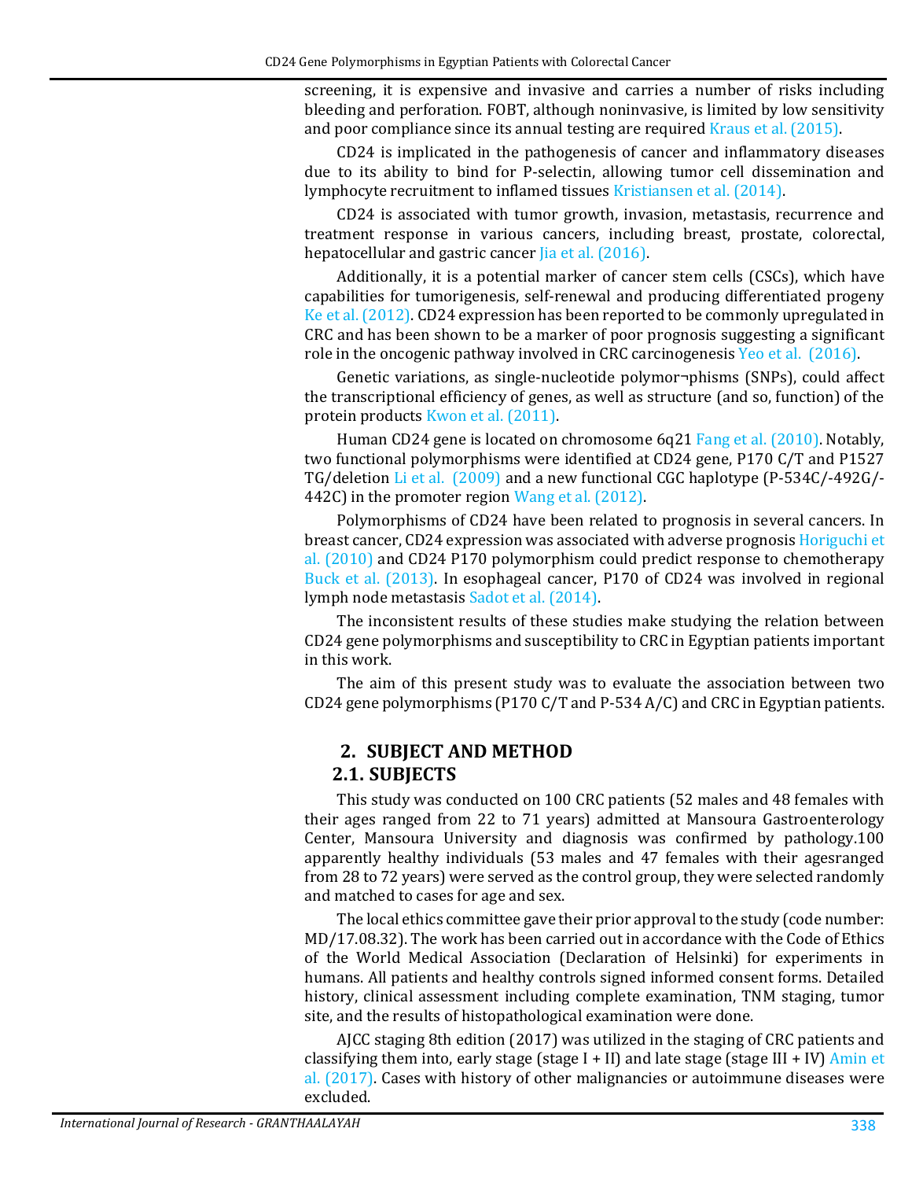screening, it is expensive and invasive and carries a number of risks including bleeding and perforation. FOBT, although noninvasive, is limited by low sensitivity and poor compliance since its annual testing are required Kraus et al. (2015).

CD24 is implicated in the pathogenesis of cancer and inflammatory diseases due to its ability to bind for P-selectin, allowing tumor cell dissemination and lymphocyte recruitment to inflamed tissues Kristiansen et al. (2014).

CD24 is associated with tumor growth, invasion, metastasis, recurrence and treatment response in various cancers, including breast, prostate, colorectal, hepatocellular and gastric cancer Jia et al. (2016).

Additionally, it is a potential marker of cancer stem cells (CSCs), which have capabilities for tumorigenesis, self-renewal and producing differentiated progeny Ke et al. (2012). CD24 expression has been reported to be commonly upregulated in CRC and has been shown to be a marker of poor prognosis suggesting a significant role in the oncogenic pathway involved in CRC carcinogenesis Yeo et al. (2016).

Genetic variations, as single-nucleotide polymor¬phisms (SNPs), could affect the transcriptional efficiency of genes, as well as structure (and so, function) of the protein products Kwon et al. (2011).

Human CD24 gene is located on chromosome 6q21 Fang et al. (2010). Notably, two functional polymorphisms were identified at CD24 gene, P170 C/T and P1527 TG/deletion Li et al. (2009) and a new functional CGC haplotype (P-534C/-492G/-442C) in the promoter region Wang et al. (2012).

Polymorphisms of CD24 have been related to prognosis in several cancers. In breast cancer, CD24 expression was associated with adverse prognosis Horiguchi et al. (2010) and CD24 P170 polymorphism could predict response to chemotherapy Buck et al. (2013). In esophageal cancer, P170 of CD24 was involved in regional lymph node metastasis Sadot et al. (2014).

The inconsistent results of these studies make studying the relation between CD24 gene polymorphisms and susceptibility to CRC in Egyptian patients important in this work.

The aim of this present study was to evaluate the association between two CD24 gene polymorphisms (P170 C/T and P-534 A/C) and CRC in Egyptian patients.

## 2. SUBJECT AND METHOD

### 2.1. SUBJECTS

This study was conducted on 100 CRC patients (52 males and 48 females with their ages ranged from 22 to 71 years) admitted at Mansoura Gastroenterology Center, Mansoura University and diagnosis was confirmed by pathology.100 apparently healthy individuals (53 males and 47 females with their agesranged from 28 to 72 years) were served as the control group, they were selected randomly and matched to cases for age and sex.

The local ethics committee gave their prior approval to the study (code number: MD/17.08.32). The work has been carried out in accordance with the Code of Ethics of the World Medical Association (Declaration of Helsinki) for experiments in humans. All patients and healthy controls signed informed consent forms. Detailed history, clinical assessment including complete examination, TNM staging, tumor site, and the results of histopathological examination were done.

AJCC staging 8th edition (2017) was utilized in the staging of CRC patients and classifying them into, early stage (stage I + II) and late stage (stage III + IV) Amin et al. (2017). Cases with history of other malignancies or autoimmune diseases were excluded.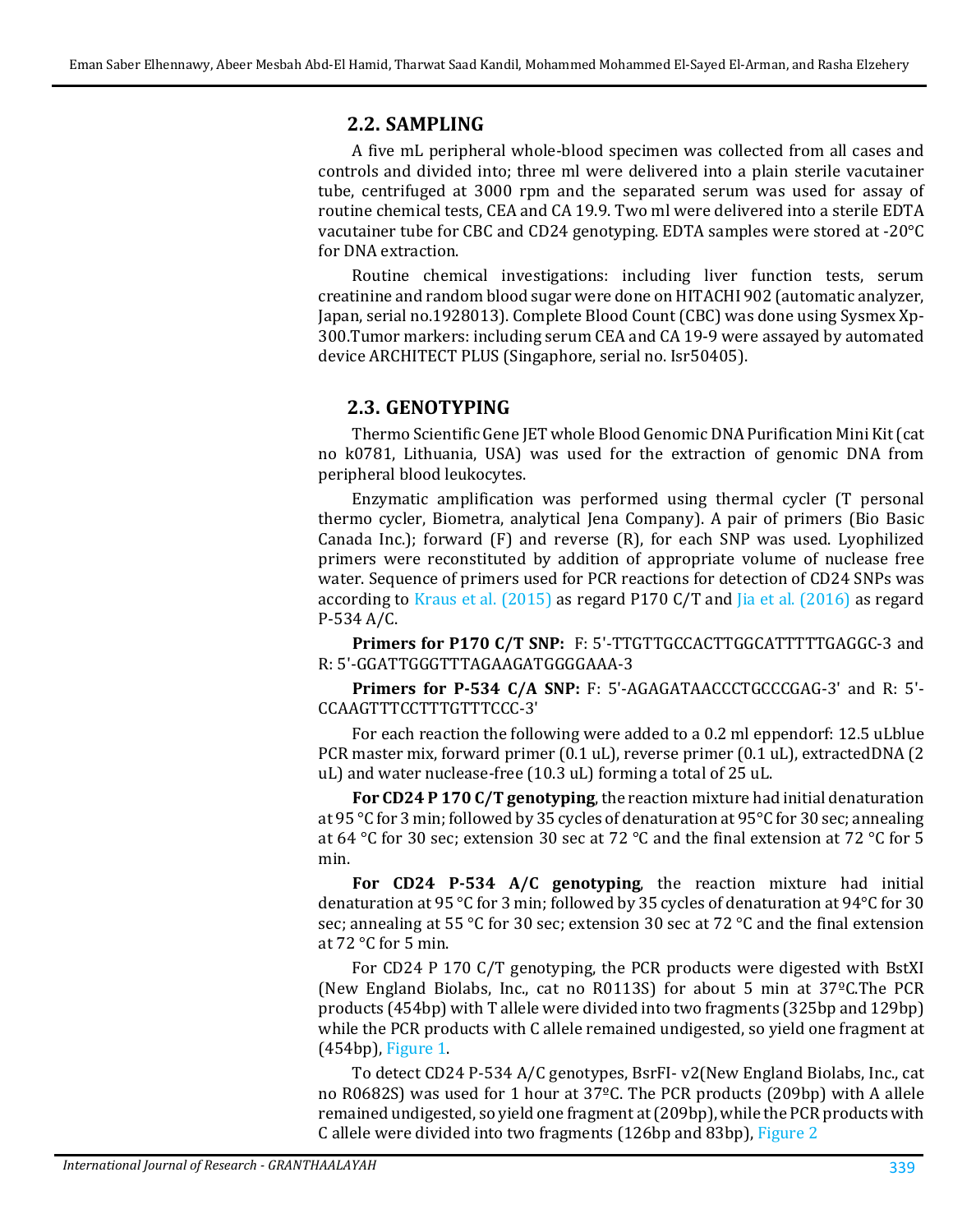## 2.2. SAMPLING

A five mL peripheral whole-blood specimen was collected from all cases and controls and divided into; three ml were delivered into a plain sterile vacutainer tube, centrifuged at 3000 rpm and the separated serum was used for assay of routine chemical tests, CEA and CA 19.9. Two ml were delivered into a sterile EDTA vacutainer tube for CBC and CD24 genotyping. EDTA samples were stored at -20°C for DNA extraction.

Routine chemical investigations: including liver function tests, serum creatinine and random blood sugar were done on HITACHI 902 (automatic analyzer, Japan, serial no.1928013). Complete Blood Count (CBC) was done using Sysmex Xp-300.Tumor markers: including serum CEA and CA 19-9 were assayed by automated device ARCHITECT PLUS (Singaphore, serial no. Isr50405).

## 2.3. GENOTYPING

Thermo Scientific Gene JET whole Blood Genomic DNA Purification Mini Kit (cat no k0781, Lithuania, USA) was used for the extraction of genomic DNA from peripheral blood leukocytes.

Enzymatic amplification was performed using thermal cycler (T personal thermo cycler, Biometra, analytical Jena Company). A pair of primers (Bio Basic Canada Inc.); forward (F) and reverse (R), for each SNP was used. Lyophilized primers were reconstituted by addition of appropriate volume of nuclease free water. Sequence of primers used for PCR reactions for detection of CD24 SNPs was according to Kraus et al. (2015) as regard P170 C/T and Jia et al. (2016) as regard P-534 A/C.

**Primers for P170 C/T SNP:** F: 5'-TTGTTGCCACTTGGCATTTTTGAGGC-3 and R: 5'-GGATTGGGTTTAGAAGATGGGGAAA-3

**Primers for P-534 C/A SNP:** F: 5'-AGAGATAACCCTGCCCGAG-3' and R: 5'-CCAAGTTTCCTTTGTTTCCC-3'

For each reaction the following were added to a 0.2 ml eppendorf: 12.5 uLblue PCR master mix, forward primer (0.1 uL), reverse primer (0.1 uL), extractedDNA (2 uL) and water nuclease-free (10.3 uL) forming a total of 25 uL.

**For CD24 P 170 C/T genotyping**, the reaction mixture had initial denaturation at 95 °C for 3 min; followed by 35 cycles of denaturation at 95°C for 30 sec; annealing at 64 °C for 30 sec; extension 30 sec at 72 °C and the final extension at 72 °C for 5 min.

**For CD24 P-534 A/C genotyping**, the reaction mixture had initial denaturation at 95 °C for 3 min; followed by 35 cycles of denaturation at 94°C for 30 sec; annealing at 55 °C for 30 sec; extension 30 sec at 72 °C and the final extension at 72 °C for 5 min.

For CD24 P 170 C/T genotyping, the PCR products were digested with BstXI (New England Biolabs, Inc., cat no R0113S) for about 5 min at 37ºC.The PCR products (454bp) with T allele were divided into two fragments (325bp and 129bp) while the PCR products with C allele remained undigested, so yield one fragment at (454bp), Figure 1.

To detect CD24 P-534 A/C genotypes, BsrFI- v2(New England Biolabs, Inc., cat no R0682S) was used for 1 hour at 37ºC. The PCR products (209bp) with A allele remained undigested, so yield one fragment at (209bp), while the PCR products with C allele were divided into two fragments (126bp and 83bp), Figure 2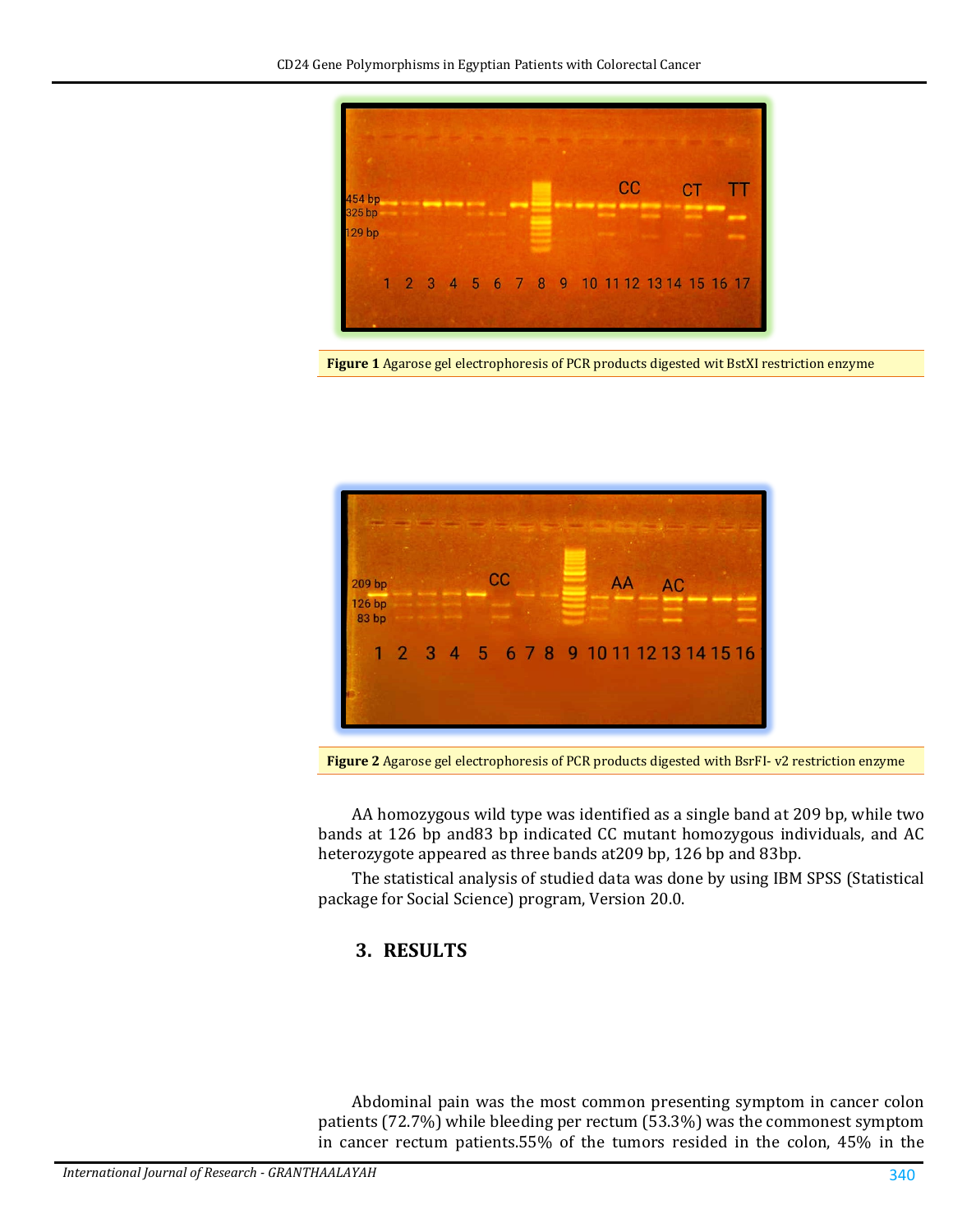**Figure 1** Agarose gel electrophoresis of PCR products digested wit BstXI restriction enzyme

**Figure 2** Agarose gel electrophoresis of PCR products digested with BsrFI- v2 restriction enzyme

AA homozygous wild type was identified as a single band at 209 bp, while two bands at 126 bp and83 bp indicated CC mutant homozygous individuals, and AC heterozygote appeared as three bands at209 bp, 126 bp and 83bp.

The statistical analysis of studied data was done by using IBM SPSS (Statistical package for Social Science) program, Version 20.0.

## 3. RESULTS

Abdominal pain was the most common presenting symptom in cancer colon patients (72.7%) while bleeding per rectum (53.3%) was the commonest symptom in cancer rectum patients.55% of the tumors resided in the colon, 45% in the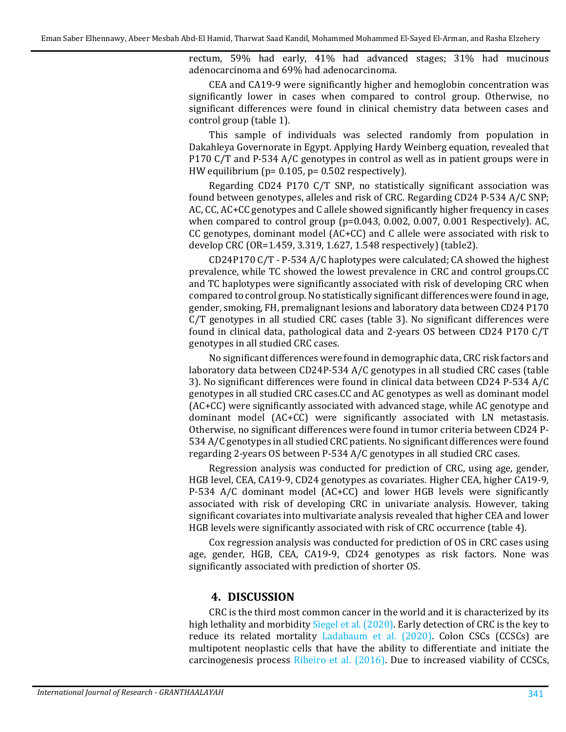rectum, 59% had early, 41% had advanced stages; 31% had mucinous adenocarcinoma and 69% had adenocarcinoma.

CEA and CA19-9 were significantly higher and hemoglobin concentration was significantly lower in cases when compared to control group. Otherwise, no significant differences were found in clinical chemistry data between cases and control group (table 1).

This sample of individuals was selected randomly from population in Dakahleya Governorate in Egypt. Applying Hardy Weinberg equation, revealed that P170 C/T and P-534 A/C genotypes in control as well as in patient groups were in HW equilibrium (p= 0.105, p= 0.502 respectively).

Regarding CD24 P170 C/T SNP, no statistically significant association was found between genotypes, alleles and risk of CRC. Regarding CD24 P-534 A/C SNP; AC, CC, AC+CC genotypes and C allele showed significantly higher frequency in cases when compared to control group (p=0.043, 0.002, 0.007, 0.001 Respectively). AC, CC genotypes, dominant model (AC+CC) and C allele were associated with risk to develop CRC (OR=1.459, 3.319, 1.627, 1.548 respectively) (table2).

CD24P170 C/T - P-534 A/C haplotypes were calculated; CA showed the highest prevalence, while TC showed the lowest prevalence in CRC and control groups.CC and TC haplotypes were significantly associated with risk of developing CRC when compared to control group. No statistically significant differences were found in age, gender, smoking, FH, premalignant lesions and laboratory data between CD24 P170 C/T genotypes in all studied CRC cases (table 3). No significant differences were found in clinical data, pathological data and 2-years OS between CD24 P170 C/T genotypes in all studied CRC cases.

No significant differences were found in demographic data, CRC risk factors and laboratory data between CD24P-534 A/C genotypes in all studied CRC cases (table 3). No significant differences were found in clinical data between CD24 P-534 A/C genotypes in all studied CRC cases.CC and AC genotypes as well as dominant model (AC+CC) were significantly associated with advanced stage, while AC genotype and dominant model (AC+CC) were significantly associated with LN metastasis. Otherwise, no significant differences were found in tumor criteria between CD24 P-534 A/C genotypes in all studied CRC patients. No significant differences were found regarding 2-years OS between P-534 A/C genotypes in all studied CRC cases.

Regression analysis was conducted for prediction of CRC, using age, gender, HGB level, CEA, CA19-9, CD24 genotypes as covariates. Higher CEA, higher CA19-9, P-534 A/C dominant model (AC+CC) and lower HGB levels were significantly associated with risk of developing CRC in univariate analysis. However, taking significant covariates into multivariate analysis revealed that higher CEA and lower HGB levels were significantly associated with risk of CRC occurrence (table 4).

Cox regression analysis was conducted for prediction of OS in CRC cases using age, gender, HGB, CEA, CA19-9, CD24 genotypes as risk factors. None was significantly associated with prediction of shorter OS.

## 4. DISCUSSION

CRC is the third most common cancer in the world and it is characterized by its high lethality and morbidity Siegel et al. (2020). Early detection of CRC is the key to reduce its related mortality Ladabaum et al. (2020). Colon CSCs (CCSCs) are multipotent neoplastic cells that have the ability to differentiate and initiate the carcinogenesis process Ribeiro et al. (2016). Due to increased viability of CCSCs,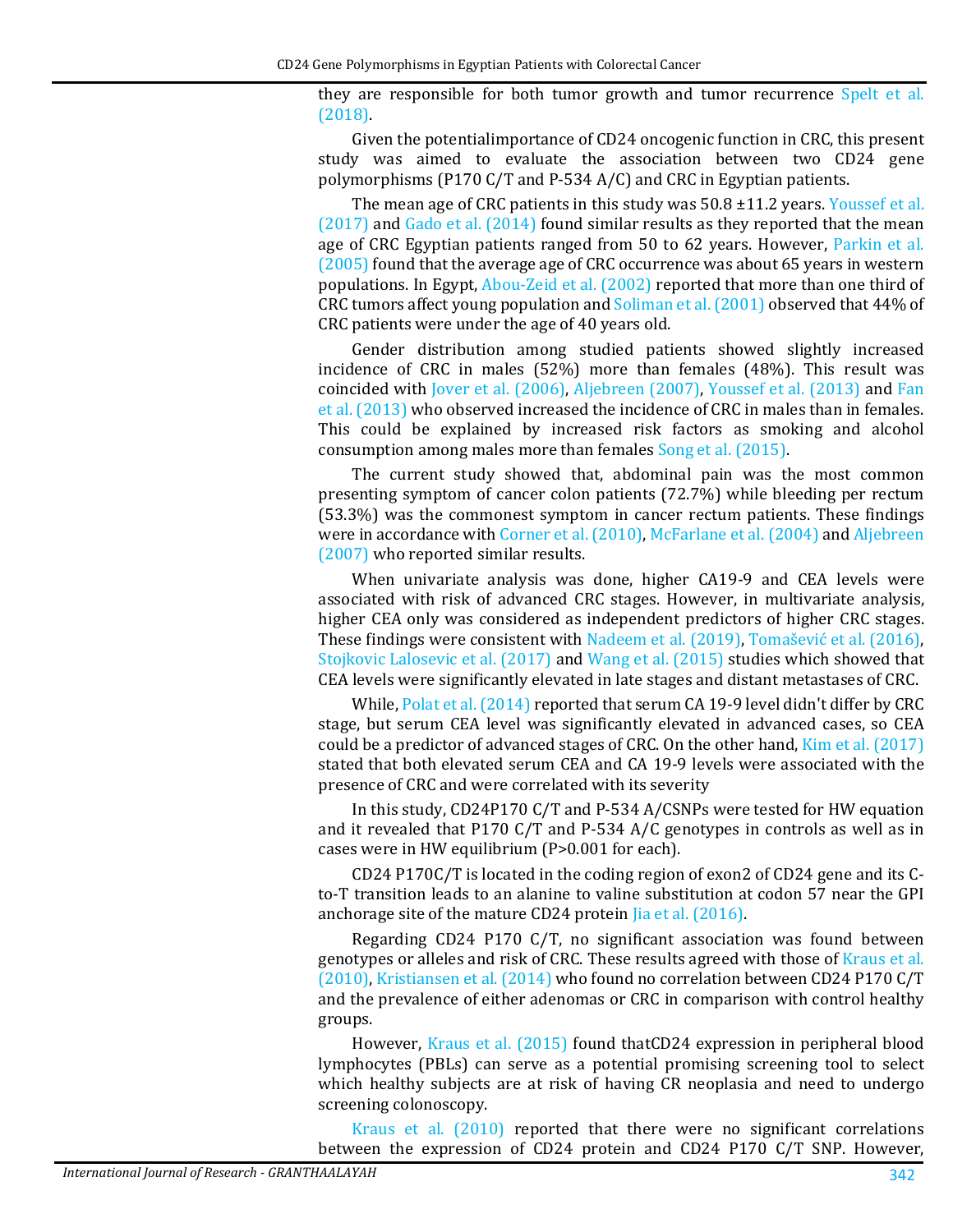they are responsible for both tumor growth and tumor recurrence Spelt et al. (2018).

Given the potentialimportance of CD24 oncogenic function in CRC, this present study was aimed to evaluate the association between two CD24 gene polymorphisms (P170 C/T and P-534 A/C) and CRC in Egyptian patients.

The mean age of CRC patients in this study was 50.8 ±11.2 years. Youssef et al. (2017) and Gado et al. (2014) found similar results as they reported that the mean age of CRC Egyptian patients ranged from 50 to 62 years. However, Parkin et al. (2005) found that the average age of CRC occurrence was about 65 years in western populations. In Egypt, Abou-Zeid et al. (2002) reported that more than one third of CRC tumors affect young population and Soliman et al. (2001) observed that 44% of CRC patients were under the age of 40 years old.

Gender distribution among studied patients showed slightly increased incidence of CRC in males (52%) more than females (48%). This result was coincided with Jover et al. (2006), Aljebreen (2007), Youssef et al. (2013) and Fan et al. (2013) who observed increased the incidence of CRC in males than in females. This could be explained by increased risk factors as smoking and alcohol consumption among males more than females Song et al. (2015).

The current study showed that, abdominal pain was the most common presenting symptom of cancer colon patients (72.7%) while bleeding per rectum (53.3%) was the commonest symptom in cancer rectum patients. These findings were in accordance with Corner et al. (2010), McFarlane et al. (2004) and Aljebreen (2007) who reported similar results.

When univariate analysis was done, higher CA19-9 and CEA levels were associated with risk of advanced CRC stages. However, in multivariate analysis, higher CEA only was considered as independent predictors of higher CRC stages. These findings were consistent with Nadeem et al. (2019), Tomašević et al. (2016), Stojkovic Lalosevic et al. (2017) and Wang et al. (2015) studies which showed that CEA levels were significantly elevated in late stages and distant metastases of CRC.

While, Polat et al. (2014) reported that serum CA 19-9 level didn't differ by CRC stage, but serum CEA level was significantly elevated in advanced cases, so CEA could be a predictor of advanced stages of CRC. On the other hand, Kim et al. (2017) stated that both elevated serum CEA and CA 19-9 levels were associated with the presence of CRC and were correlated with its severity

In this study, CD24P170 C/T and P-534 A/CSNPs were tested for HW equation and it revealed that P170 C/T and P-534 A/C genotypes in controls as well as in cases were in HW equilibrium (P>0.001 for each).

CD24 P170C/T is located in the coding region of exon2 of CD24 gene and its C-to-T transition leads to an alanine to valine substitution at codon 57 near the GPI anchorage site of the mature CD24 protein Jia et al. (2016).

Regarding CD24 P170 C/T, no significant association was found between genotypes or alleles and risk of CRC. These results agreed with those of Kraus et al. (2010), Kristiansen et al. (2014) who found no correlation between CD24 P170 C/T and the prevalence of either adenomas or CRC in comparison with control healthy groups.

However, Kraus et al. (2015) found thatCD24 expression in peripheral blood lymphocytes (PBLs) can serve as a potential promising screening tool to select which healthy subjects are at risk of having CR neoplasia and need to undergo screening colonoscopy.

Kraus et al. (2010) reported that there were no significant correlations between the expression of CD24 protein and CD24 P170 C/T SNP. However,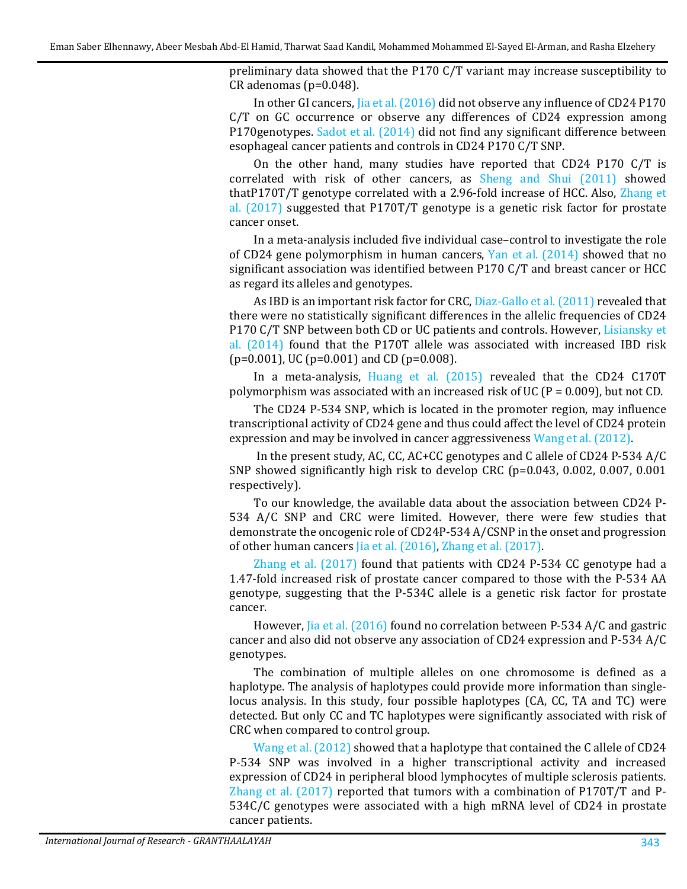preliminary data showed that the P170 C/T variant may increase susceptibility to CR adenomas (p=0.048).

In other GI cancers, Jia et al. (2016) did not observe any influence of CD24 P170 C/T on GC occurrence or observe any differences of CD24 expression among P170genotypes. Sadot et al. (2014) did not find any significant difference between esophageal cancer patients and controls in CD24 P170 C/T SNP.

On the other hand, many studies have reported that CD24 P170 C/T is correlated with risk of other cancers, as Sheng and Shui (2011) showed thatP170T/T genotype correlated with a 2.96-fold increase of HCC. Also, Zhang et al. (2017) suggested that P170T/T genotype is a genetic risk factor for prostate cancer onset.

In a meta-analysis included five individual case–control to investigate the role of CD24 gene polymorphism in human cancers, Yan et al. (2014) showed that no significant association was identified between P170 C/T and breast cancer or HCC as regard its alleles and genotypes.

As IBD is an important risk factor for CRC, Diaz-Gallo et al. (2011) revealed that there were no statistically significant differences in the allelic frequencies of CD24 P170 C/T SNP between both CD or UC patients and controls. However, Lisiansky et al. (2014) found that the P170T allele was associated with increased IBD risk (p=0.001), UC (p=0.001) and CD (p=0.008).

In a meta-analysis, Huang et al. (2015) revealed that the CD24 C170T polymorphism was associated with an increased risk of UC (P = 0.009), but not CD.

The CD24 P-534 SNP, which is located in the promoter region, may influence transcriptional activity of CD24 gene and thus could affect the level of CD24 protein expression and may be involved in cancer aggressiveness Wang et al. (2012).

In the present study, AC, CC, AC+CC genotypes and C allele of CD24 P-534 A/C SNP showed significantly high risk to develop CRC (p=0.043, 0.002, 0.007, 0.001 respectively).

To our knowledge, the available data about the association between CD24 P-534 A/C SNP and CRC were limited. However, there were few studies that demonstrate the oncogenic role of CD24P-534 A/CSNP in the onset and progression of other human cancers Jia et al. (2016), Zhang et al. (2017).

Zhang et al. (2017) found that patients with CD24 P-534 CC genotype had a 1.47-fold increased risk of prostate cancer compared to those with the P-534 AA genotype, suggesting that the P-534C allele is a genetic risk factor for prostate cancer.

However, Jia et al. (2016) found no correlation between P-534 A/C and gastric cancer and also did not observe any association of CD24 expression and P-534 A/C genotypes.

The combination of multiple alleles on one chromosome is defined as a haplotype. The analysis of haplotypes could provide more information than single-locus analysis. In this study, four possible haplotypes (CA, CC, TA and TC) were detected. But only CC and TC haplotypes were significantly associated with risk of CRC when compared to control group.

Wang et al. (2012) showed that a haplotype that contained the C allele of CD24 P-534 SNP was involved in a higher transcriptional activity and increased expression of CD24 in peripheral blood lymphocytes of multiple sclerosis patients. Zhang et al. (2017) reported that tumors with a combination of P170T/T and P-534C/C genotypes were associated with a high mRNA level of CD24 in prostate cancer patients.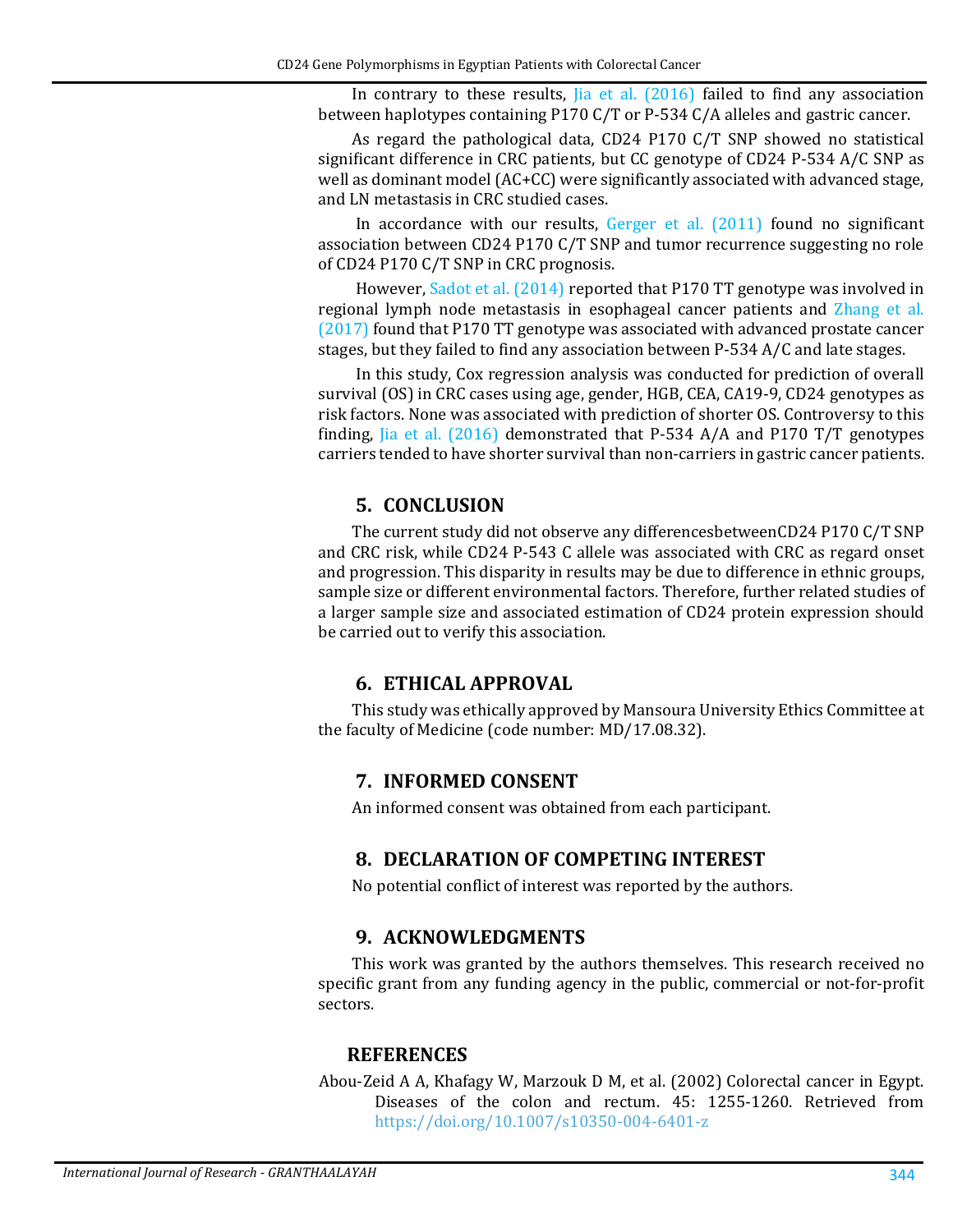In contrary to these results, Jia et al. (2016) failed to find any association between haplotypes containing P170 C/T or P-534 C/A alleles and gastric cancer.

As regard the pathological data, CD24 P170 C/T SNP showed no statistical significant difference in CRC patients, but CC genotype of CD24 P-534 A/C SNP as well as dominant model (AC+CC) were significantly associated with advanced stage, and LN metastasis in CRC studied cases.

In accordance with our results, Gerger et al. (2011) found no significant association between CD24 P170 C/T SNP and tumor recurrence suggesting no role of CD24 P170 C/T SNP in CRC prognosis.

However, Sadot et al. (2014) reported that P170 TT genotype was involved in regional lymph node metastasis in esophageal cancer patients and Zhang et al. (2017) found that P170 TT genotype was associated with advanced prostate cancer stages, but they failed to find any association between P-534 A/C and late stages.

In this study, Cox regression analysis was conducted for prediction of overall survival (OS) in CRC cases using age, gender, HGB, CEA, CA19-9, CD24 genotypes as risk factors. None was associated with prediction of shorter OS. Controversy to this finding, Jia et al. (2016) demonstrated that P-534 A/A and P170 T/T genotypes carriers tended to have shorter survival than non-carriers in gastric cancer patients.

## 5. CONCLUSION

The current study did not observe any differencesbetweenCD24 P170 C/T SNP and CRC risk, while CD24 P-543 C allele was associated with CRC as regard onset and progression. This disparity in results may be due to difference in ethnic groups, sample size or different environmental factors. Therefore, further related studies of a larger sample size and associated estimation of CD24 protein expression should be carried out to verify this association.

## 6. ETHICAL APPROVAL

This study was ethically approved by Mansoura University Ethics Committee at the faculty of Medicine (code number: MD/17.08.32).

## 7. INFORMED CONSENT

An informed consent was obtained from each participant.

## 8. DECLARATION OF COMPETING INTEREST

No potential conflict of interest was reported by the authors.

## 9. ACKNOWLEDGMENTS

This work was granted by the authors themselves. This research received no specific grant from any funding agency in the public, commercial or not-for-profit sectors.

## REFERENCES

Abou-Zeid A A, Khafagy W, Marzouk D M, et al. (2002) Colorectal cancer in Egypt. Diseases of the colon and rectum. 45: 1255-1260. Retrieved from https://doi.org/10.1007/s10350-004-6401-z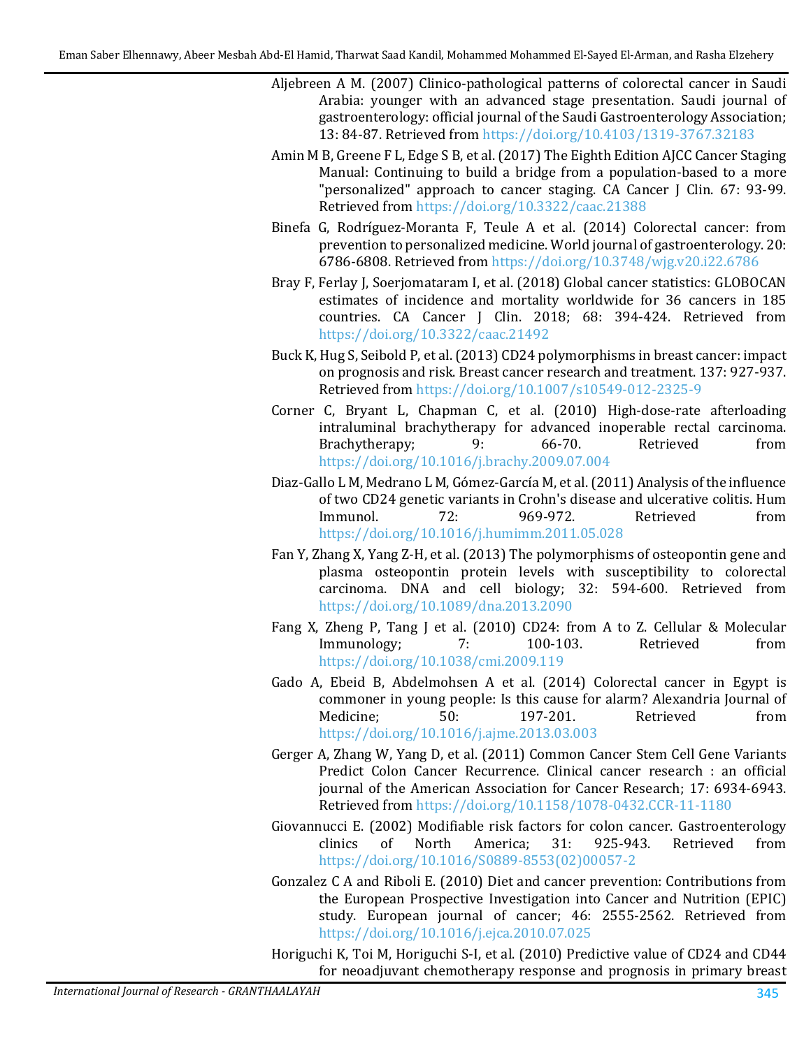Aljebreen A M. (2007) Clinico-pathological patterns of colorectal cancer in Saudi Arabia: younger with an advanced stage presentation. Saudi journal of gastroenterology: official journal of the Saudi Gastroenterology Association; 13: 84-87. Retrieved from https://doi.org/10.4103/1319-3767.32183

Amin M B, Greene F L, Edge S B, et al. (2017) The Eighth Edition AJCC Cancer Staging Manual: Continuing to build a bridge from a population-based to a more "personalized" approach to cancer staging. CA Cancer J Clin. 67: 93-99. Retrieved from https://doi.org/10.3322/caac.21388

Binefa G, Rodríguez-Moranta F, Teule A et al. (2014) Colorectal cancer: from prevention to personalized medicine. World journal of gastroenterology. 20: 6786-6808. Retrieved from https://doi.org/10.3748/wjg.v20.i22.6786

Bray F, Ferlay J, Soerjomataram I, et al. (2018) Global cancer statistics: GLOBOCAN estimates of incidence and mortality worldwide for 36 cancers in 185 countries. CA Cancer J Clin. 2018; 68: 394-424. Retrieved from https://doi.org/10.3322/caac.21492

Buck K, Hug S, Seibold P, et al. (2013) CD24 polymorphisms in breast cancer: impact on prognosis and risk. Breast cancer research and treatment. 137: 927-937. Retrieved from https://doi.org/10.1007/s10549-012-2325-9

Corner C, Bryant L, Chapman C, et al. (2010) High-dose-rate afterloading intraluminal brachytherapy for advanced inoperable rectal carcinoma. Brachytherapy; 9: 66-70. Retrieved from https://doi.org/10.1016/j.brachy.2009.07.004

Diaz-Gallo L M, Medrano L M, Gómez-García M, et al. (2011) Analysis of the influence of two CD24 genetic variants in Crohn's disease and ulcerative colitis. Hum Immunol. 72: 969-972. Retrieved from https://doi.org/10.1016/j.humimm.2011.05.028

Fan Y, Zhang X, Yang Z-H, et al. (2013) The polymorphisms of osteopontin gene and plasma osteopontin protein levels with susceptibility to colorectal carcinoma. DNA and cell biology; 32: 594-600. Retrieved from https://doi.org/10.1089/dna.2013.2090

Fang X, Zheng P, Tang J et al. (2010) CD24: from A to Z. Cellular & Molecular Immunology; 7: 100-103. Retrieved from https://doi.org/10.1038/cmi.2009.119

Gado A, Ebeid B, Abdelmohsen A et al. (2014) Colorectal cancer in Egypt is commoner in young people: Is this cause for alarm? Alexandria Journal of Medicine; 50: 197-201. Retrieved from https://doi.org/10.1016/j.ajme.2013.03.003

Gerger A, Zhang W, Yang D, et al. (2011) Common Cancer Stem Cell Gene Variants Predict Colon Cancer Recurrence. Clinical cancer research : an official journal of the American Association for Cancer Research; 17: 6934-6943. Retrieved from https://doi.org/10.1158/1078-0432.CCR-11-1180

Giovannucci E. (2002) Modifiable risk factors for colon cancer. Gastroenterology clinics of North America; 31: 925-943. Retrieved from https://doi.org/10.1016/S0889-8553(02)00057-2

Gonzalez C A and Riboli E. (2010) Diet and cancer prevention: Contributions from the European Prospective Investigation into Cancer and Nutrition (EPIC) study. European journal of cancer; 46: 2555-2562. Retrieved from https://doi.org/10.1016/j.ejca.2010.07.025

Horiguchi K, Toi M, Horiguchi S-I, et al. (2010) Predictive value of CD24 and CD44 for neoadjuvant chemotherapy response and prognosis in primary breast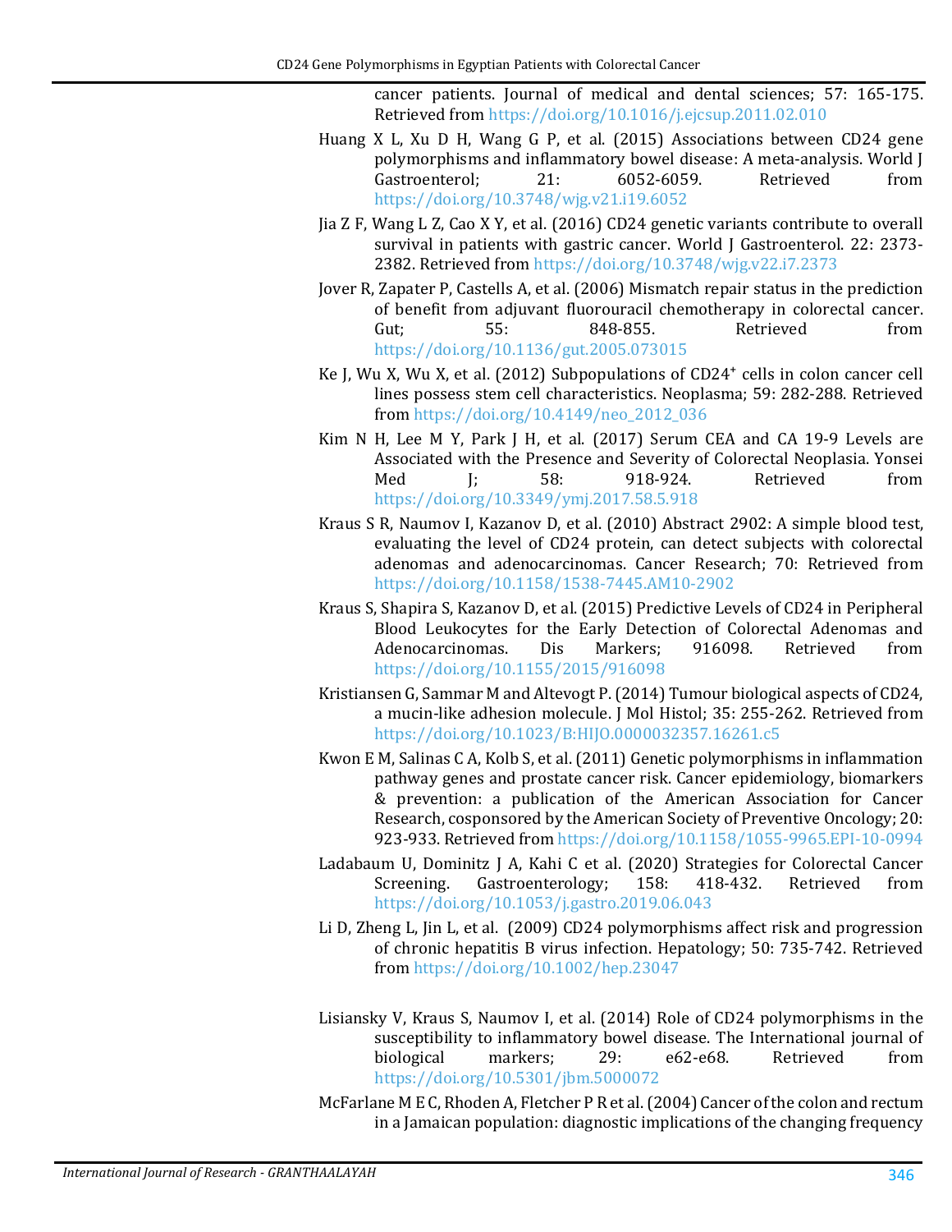cancer patients. Journal of medical and dental sciences; 57: 165-175. Retrieved from https://doi.org/10.1016/j.ejcsup.2011.02.010

Huang X L, Xu D H, Wang G P, et al. (2015) Associations between CD24 gene polymorphisms and inflammatory bowel disease: A meta-analysis. World J Gastroenterol; 21: 6052-6059. Retrieved from https://doi.org/10.3748/wjg.v21.i19.6052

Jia Z F, Wang L Z, Cao X Y, et al. (2016) CD24 genetic variants contribute to overall survival in patients with gastric cancer. World J Gastroenterol. 22: 2373-2382. Retrieved from https://doi.org/10.3748/wjg.v22.i7.2373

Jover R, Zapater P, Castells A, et al. (2006) Mismatch repair status in the prediction of benefit from adjuvant fluorouracil chemotherapy in colorectal cancer. Gut; 55: 848-855. Retrieved from https://doi.org/10.1136/gut.2005.073015

Ke J, Wu X, Wu X, et al. (2012) Subpopulations of CD24$^+$ cells in colon cancer cell lines possess stem cell characteristics. Neoplasma; 59: 282-288. Retrieved from https://doi.org/10.4149/neo_2012_036

Kim N H, Lee M Y, Park J H, et al. (2017) Serum CEA and CA 19-9 Levels are Associated with the Presence and Severity of Colorectal Neoplasia. Yonsei Med J; 58: 918-924. Retrieved from https://doi.org/10.3349/ymj.2017.58.5.918

Kraus S R, Naumov I, Kazanov D, et al. (2010) Abstract 2902: A simple blood test, evaluating the level of CD24 protein, can detect subjects with colorectal adenomas and adenocarcinomas. Cancer Research; 70: Retrieved from https://doi.org/10.1158/1538-7445.AM10-2902

Kraus S, Shapira S, Kazanov D, et al. (2015) Predictive Levels of CD24 in Peripheral Blood Leukocytes for the Early Detection of Colorectal Adenomas and Adenocarcinomas. Dis Markers; 916098. Retrieved from https://doi.org/10.1155/2015/916098

Kristiansen G, Sammar M and Altevogt P. (2014) Tumour biological aspects of CD24, a mucin-like adhesion molecule. J Mol Histol; 35: 255-262. Retrieved from https://doi.org/10.1023/B:HIJO.0000032357.16261.c5

Kwon E M, Salinas C A, Kolb S, et al. (2011) Genetic polymorphisms in inflammation pathway genes and prostate cancer risk. Cancer epidemiology, biomarkers & prevention: a publication of the American Association for Cancer Research, cosponsored by the American Society of Preventive Oncology; 20: 923-933. Retrieved from https://doi.org/10.1158/1055-9965.EPI-10-0994

Ladabaum U, Dominitz J A, Kahi C et al. (2020) Strategies for Colorectal Cancer Screening. Gastroenterology; 158: 418-432. Retrieved from https://doi.org/10.1053/j.gastro.2019.06.043

Li D, Zheng L, Jin L, et al. (2009) CD24 polymorphisms affect risk and progression of chronic hepatitis B virus infection. Hepatology; 50: 735-742. Retrieved from https://doi.org/10.1002/hep.23047

Lisiansky V, Kraus S, Naumov I, et al. (2014) Role of CD24 polymorphisms in the susceptibility to inflammatory bowel disease. The International journal of biological markers; 29: e62-e68. Retrieved from https://doi.org/10.5301/jbm.5000072

McFarlane M E C, Rhoden A, Fletcher P R et al. (2004) Cancer of the colon and rectum in a Jamaican population: diagnostic implications of the changing frequency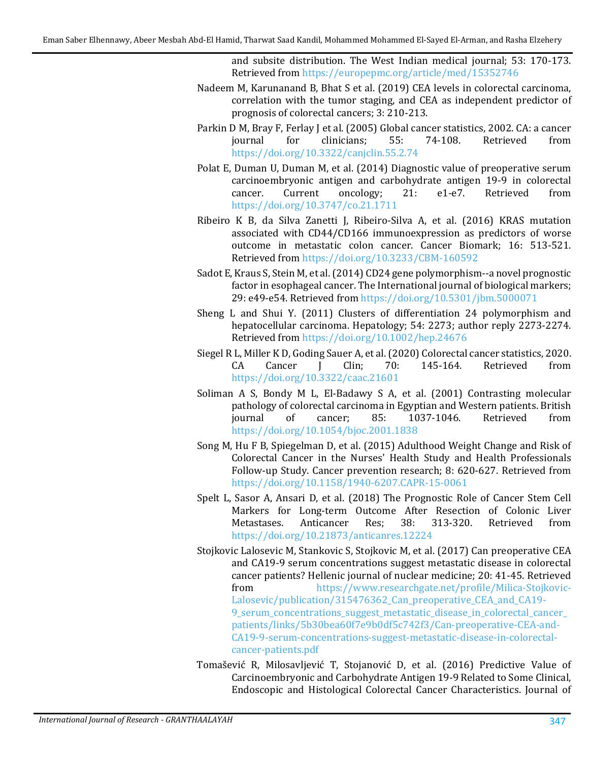and subsite distribution. The West Indian medical journal; 53: 170-173. Retrieved from https://europepmc.org/article/med/15352746

Nadeem M, Karunanand B, Bhat S et al. (2019) CEA levels in colorectal carcinoma, correlation with the tumor staging, and CEA as independent predictor of prognosis of colorectal cancers; 3: 210-213.

Parkin D M, Bray F, Ferlay J et al. (2005) Global cancer statistics, 2002. CA: a cancer journal for clinicians; 55: 74-108. Retrieved from https://doi.org/10.3322/canjclin.55.2.74

Polat E, Duman U, Duman M, et al. (2014) Diagnostic value of preoperative serum carcinoembryonic antigen and carbohydrate antigen 19-9 in colorectal cancer. Current oncology; 21: e1-e7. Retrieved from https://doi.org/10.3747/co.21.1711

Ribeiro K B, da Silva Zanetti J, Ribeiro-Silva A, et al. (2016) KRAS mutation associated with CD44/CD166 immunoexpression as predictors of worse outcome in metastatic colon cancer. Cancer Biomark; 16: 513-521. Retrieved from https://doi.org/10.3233/CBM-160592

Sadot E, Kraus S, Stein M, et al. (2014) CD24 gene polymorphism--a novel prognostic factor in esophageal cancer. The International journal of biological markers; 29: e49-e54. Retrieved from https://doi.org/10.5301/jbm.5000071

Sheng L and Shui Y. (2011) Clusters of differentiation 24 polymorphism and hepatocellular carcinoma. Hepatology; 54: 2273; author reply 2273-2274. Retrieved from https://doi.org/10.1002/hep.24676

Siegel R L, Miller K D, Goding Sauer A, et al. (2020) Colorectal cancer statistics, 2020. CA Cancer J Clin; 70: 145-164. Retrieved from https://doi.org/10.3322/caac.21601

Soliman A S, Bondy M L, El-Badawy S A, et al. (2001) Contrasting molecular pathology of colorectal carcinoma in Egyptian and Western patients. British journal of cancer; 85: 1037-1046. Retrieved from https://doi.org/10.1054/bjoc.2001.1838

Song M, Hu F B, Spiegelman D, et al. (2015) Adulthood Weight Change and Risk of Colorectal Cancer in the Nurses' Health Study and Health Professionals Follow-up Study. Cancer prevention research; 8: 620-627. Retrieved from https://doi.org/10.1158/1940-6207.CAPR-15-0061

Spelt L, Sasor A, Ansari D, et al. (2018) The Prognostic Role of Cancer Stem Cell Markers for Long-term Outcome After Resection of Colonic Liver Metastases. Anticancer Res; 38: 313-320. Retrieved from https://doi.org/10.21873/anticanres.12224

Stojkovic Lalosevic M, Stankovic S, Stojkovic M, et al. (2017) Can preoperative CEA and CA19-9 serum concentrations suggest metastatic disease in colorectal cancer patients? Hellenic journal of nuclear medicine; 20: 41-45. Retrieved from https://www.researchgate.net/profile/Milica-Stojkovic-Lalosevic/publication/315476362_Can_preoperative_CEA_and_CA19-9_serum_concentrations_suggest_metastatic_disease_in_colorectal_cancer_patients/links/5b30bea60f7e9b0df5c742f3/Can-preoperative-CEA-and-CA19-9-serum-concentrations-suggest-metastatic-disease-in-colorectal-cancer-patients.pdf

Tomašević R, Milosavljević T, Stojanović D, et al. (2016) Predictive Value of Carcinoembryonic and Carbohydrate Antigen 19-9 Related to Some Clinical, Endoscopic and Histological Colorectal Cancer Characteristics. Journal of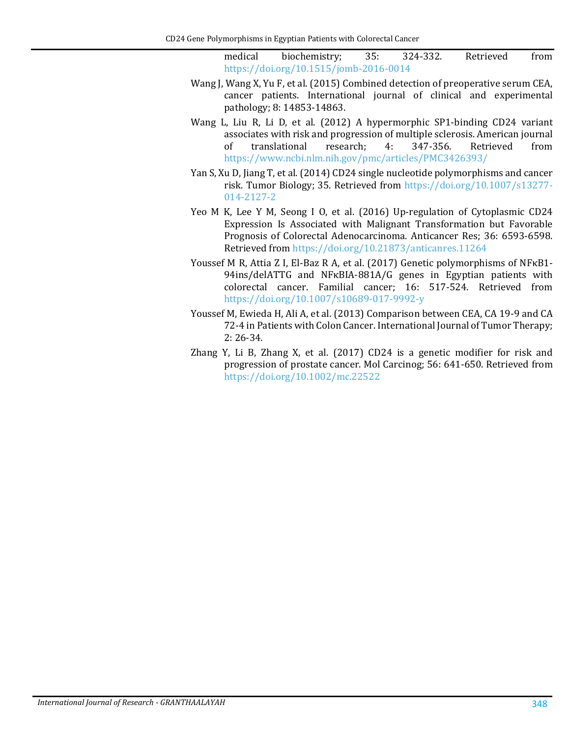medical biochemistry; 35: 324-332. Retrieved from https://doi.org/10.1515/jomb-2016-0014

Wang J, Wang X, Yu F, et al. (2015) Combined detection of preoperative serum CEA, cancer patients. International journal of clinical and experimental pathology; 8: 14853-14863.

Wang L, Liu R, Li D, et al. (2012) A hypermorphic SP1-binding CD24 variant associates with risk and progression of multiple sclerosis. American journal of translational research; 4: 347-356. Retrieved from https://www.ncbi.nlm.nih.gov/pmc/articles/PMC3426393/

Yan S, Xu D, Jiang T, et al. (2014) CD24 single nucleotide polymorphisms and cancer risk. Tumor Biology; 35. Retrieved from https://doi.org/10.1007/s13277-014-2127-2

Yeo M K, Lee Y M, Seong I O, et al. (2016) Up-regulation of Cytoplasmic CD24 Expression Is Associated with Malignant Transformation but Favorable Prognosis of Colorectal Adenocarcinoma. Anticancer Res; 36: 6593-6598. Retrieved from https://doi.org/10.21873/anticanres.11264

Youssef M R, Attia Z I, El-Baz R A, et al. (2017) Genetic polymorphisms of NFκB1-94ins/delATTG and NFκBIA-881A/G genes in Egyptian patients with colorectal cancer. Familial cancer; 16: 517-524. Retrieved from https://doi.org/10.1007/s10689-017-9992-y

Youssef M, Ewieda H, Ali A, et al. (2013) Comparison between CEA, CA 19-9 and CA 72-4 in Patients with Colon Cancer. International Journal of Tumor Therapy; 2: 26-34.

Zhang Y, Li B, Zhang X, et al. (2017) CD24 is a genetic modifier for risk and progression of prostate cancer. Mol Carcinog; 56: 641-650. Retrieved from https://doi.org/10.1002/mc.22522